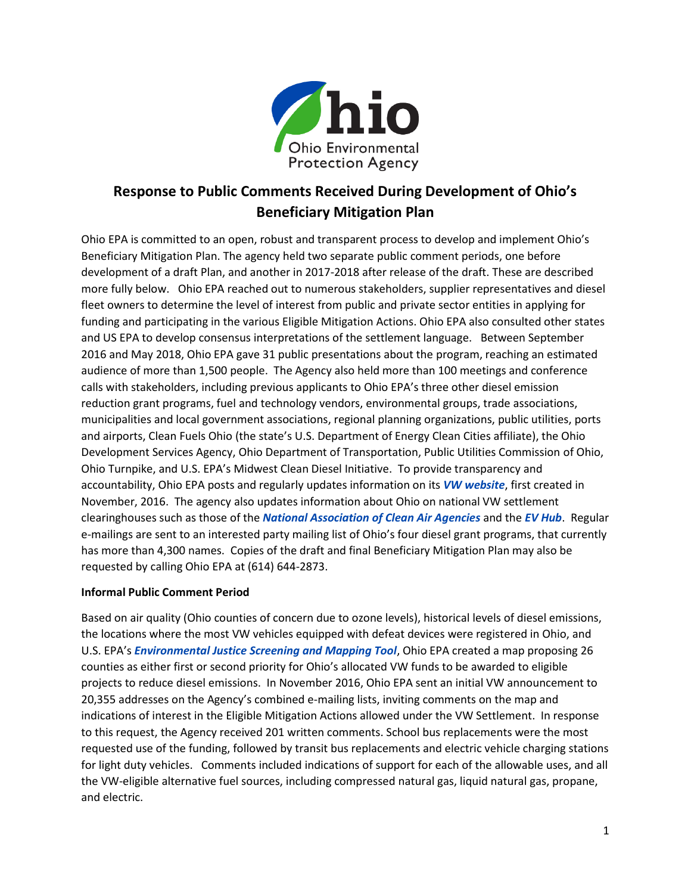# Response to Public Comments Received During Development of Ohio's Beneficiary Mitigation Plan

Ohio EPA is committed to an open, robust and transparent process to develop and implement Ohio's Beneficiary Mitigation Plan. The agency held two separate public comment periods, one before development of a draft Plan, and another in 2017-2018 after release of the draft. These are described more fully below. Ohio EPA reached out to numerous stakeholders, supplier representatives and diesel fleet owners to determine the level of interest from public and private sector entities in applying for funding and participating in the various Eligible Mitigation Actions. Ohio EPA also consulted other states and US EPA to develop consensus interpretations of the settlement language. Between September 2016 and May 2018, Ohio EPA gave 31 public presentations about the program, reaching an estimated audience of more than 1,500 people. The Agency also held more than 100 meetings and conference calls with stakeholders, including previous applicants to Ohio EPA's three other diesel emission reduction grant programs, fuel and technology vendors, environmental groups, trade associations, municipalities and local government associations, regional planning organizations, public utilities, ports and airports, Clean Fuels Ohio (the state's U.S. Department of Energy Clean Cities affiliate), the Ohio Development Services Agency, Ohio Department of Transportation, Public Utilities Commission of Ohio, Ohio Turnpike, and U.S. EPA's Midwest Clean Diesel Initiative. To provide transparency and accountability, Ohio EPA posts and regularly updates information on its ***VW website***, first created in November, 2016. The agency also updates information about Ohio on national VW settlement clearinghouses such as those of the ***National Association of Clean Air Agencies*** and the ***EV Hub***. Regular e-mailings are sent to an interested party mailing list of Ohio's four diesel grant programs, that currently has more than 4,300 names. Copies of the draft and final Beneficiary Mitigation Plan may also be requested by calling Ohio EPA at (614) 644-2873.

**Informal Public Comment Period**

Based on air quality (Ohio counties of concern due to ozone levels), historical levels of diesel emissions, the locations where the most VW vehicles equipped with defeat devices were registered in Ohio, and U.S. EPA's ***Environmental Justice Screening and Mapping Tool***, Ohio EPA created a map proposing 26 counties as either first or second priority for Ohio's allocated VW funds to be awarded to eligible projects to reduce diesel emissions. In November 2016, Ohio EPA sent an initial VW announcement to 20,355 addresses on the Agency's combined e-mailing lists, inviting comments on the map and indications of interest in the Eligible Mitigation Actions allowed under the VW Settlement. In response to this request, the Agency received 201 written comments. School bus replacements were the most requested use of the funding, followed by transit bus replacements and electric vehicle charging stations for light duty vehicles. Comments included indications of support for each of the allowable uses, and all the VW-eligible alternative fuel sources, including compressed natural gas, liquid natural gas, propane, and electric.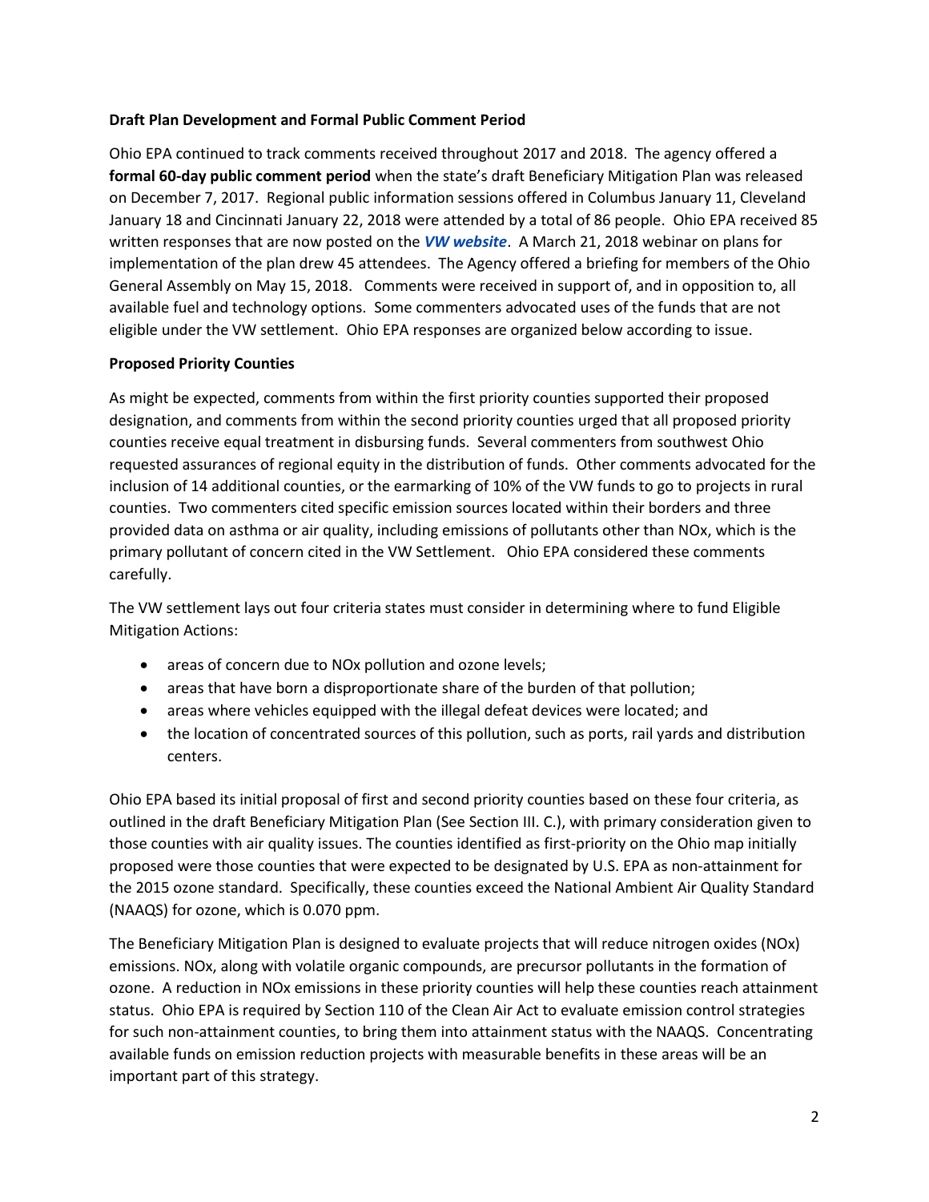**Draft Plan Development and Formal Public Comment Period**

Ohio EPA continued to track comments received throughout 2017 and 2018. The agency offered a **formal 60-day public comment period** when the state's draft Beneficiary Mitigation Plan was released on December 7, 2017. Regional public information sessions offered in Columbus January 11, Cleveland January 18 and Cincinnati January 22, 2018 were attended by a total of 86 people. Ohio EPA received 85 written responses that are now posted on the ***VW website***. A March 21, 2018 webinar on plans for implementation of the plan drew 45 attendees. The Agency offered a briefing for members of the Ohio General Assembly on May 15, 2018. Comments were received in support of, and in opposition to, all available fuel and technology options. Some commenters advocated uses of the funds that are not eligible under the VW settlement. Ohio EPA responses are organized below according to issue.

**Proposed Priority Counties**

As might be expected, comments from within the first priority counties supported their proposed designation, and comments from within the second priority counties urged that all proposed priority counties receive equal treatment in disbursing funds. Several commenters from southwest Ohio requested assurances of regional equity in the distribution of funds. Other comments advocated for the inclusion of 14 additional counties, or the earmarking of 10% of the VW funds to go to projects in rural counties. Two commenters cited specific emission sources located within their borders and three provided data on asthma or air quality, including emissions of pollutants other than NOx, which is the primary pollutant of concern cited in the VW Settlement. Ohio EPA considered these comments carefully.

The VW settlement lays out four criteria states must consider in determining where to fund Eligible Mitigation Actions:

- areas of concern due to NOx pollution and ozone levels;
- areas that have born a disproportionate share of the burden of that pollution;
- areas where vehicles equipped with the illegal defeat devices were located; and
- the location of concentrated sources of this pollution, such as ports, rail yards and distribution centers.

Ohio EPA based its initial proposal of first and second priority counties based on these four criteria, as outlined in the draft Beneficiary Mitigation Plan (See Section III. C.), with primary consideration given to those counties with air quality issues. The counties identified as first-priority on the Ohio map initially proposed were those counties that were expected to be designated by U.S. EPA as non-attainment for the 2015 ozone standard. Specifically, these counties exceed the National Ambient Air Quality Standard (NAAQS) for ozone, which is 0.070 ppm.

The Beneficiary Mitigation Plan is designed to evaluate projects that will reduce nitrogen oxides (NOx) emissions. NOx, along with volatile organic compounds, are precursor pollutants in the formation of ozone. A reduction in NOx emissions in these priority counties will help these counties reach attainment status. Ohio EPA is required by Section 110 of the Clean Air Act to evaluate emission control strategies for such non-attainment counties, to bring them into attainment status with the NAAQS. Concentrating available funds on emission reduction projects with measurable benefits in these areas will be an important part of this strategy.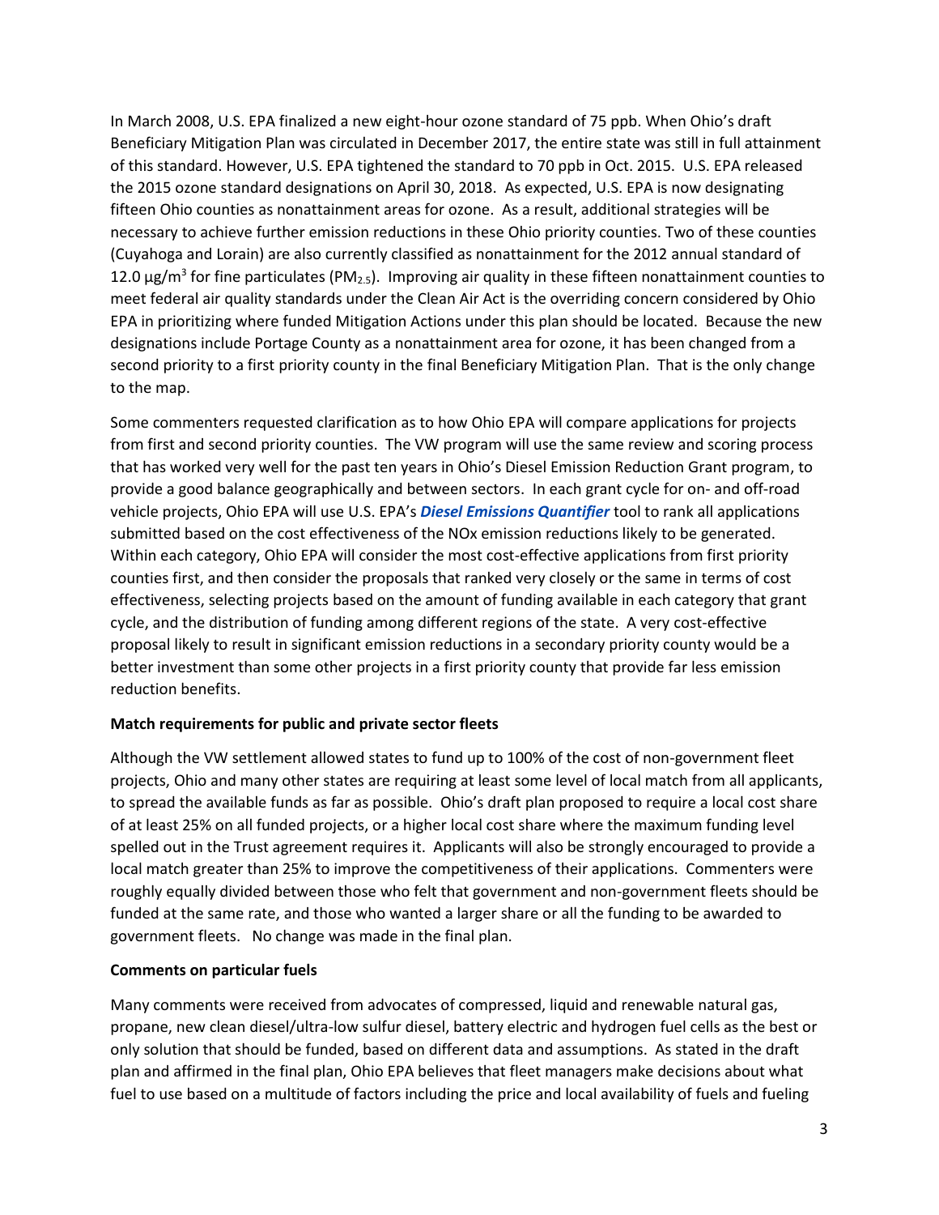In March 2008, U.S. EPA finalized a new eight-hour ozone standard of 75 ppb. When Ohio's draft Beneficiary Mitigation Plan was circulated in December 2017, the entire state was still in full attainment of this standard. However, U.S. EPA tightened the standard to 70 ppb in Oct. 2015. U.S. EPA released the 2015 ozone standard designations on April 30, 2018. As expected, U.S. EPA is now designating fifteen Ohio counties as nonattainment areas for ozone. As a result, additional strategies will be necessary to achieve further emission reductions in these Ohio priority counties. Two of these counties (Cuyahoga and Lorain) are also currently classified as nonattainment for the 2012 annual standard of 12.0 $\mu g/m^3$ for fine particulates ($PM_{2.5}$). Improving air quality in these fifteen nonattainment counties to meet federal air quality standards under the Clean Air Act is the overriding concern considered by Ohio EPA in prioritizing where funded Mitigation Actions under this plan should be located. Because the new designations include Portage County as a nonattainment area for ozone, it has been changed from a second priority to a first priority county in the final Beneficiary Mitigation Plan. That is the only change to the map.

Some commenters requested clarification as to how Ohio EPA will compare applications for projects from first and second priority counties. The VW program will use the same review and scoring process that has worked very well for the past ten years in Ohio's Diesel Emission Reduction Grant program, to provide a good balance geographically and between sectors. In each grant cycle for on- and off-road vehicle projects, Ohio EPA will use U.S. EPA's ***Diesel Emissions Quantifier*** tool to rank all applications submitted based on the cost effectiveness of the NOx emission reductions likely to be generated. Within each category, Ohio EPA will consider the most cost-effective applications from first priority counties first, and then consider the proposals that ranked very closely or the same in terms of cost effectiveness, selecting projects based on the amount of funding available in each category that grant cycle, and the distribution of funding among different regions of the state. A very cost-effective proposal likely to result in significant emission reductions in a secondary priority county would be a better investment than some other projects in a first priority county that provide far less emission reduction benefits.

**Match requirements for public and private sector fleets**

Although the VW settlement allowed states to fund up to 100% of the cost of non-government fleet projects, Ohio and many other states are requiring at least some level of local match from all applicants, to spread the available funds as far as possible. Ohio's draft plan proposed to require a local cost share of at least 25% on all funded projects, or a higher local cost share where the maximum funding level spelled out in the Trust agreement requires it. Applicants will also be strongly encouraged to provide a local match greater than 25% to improve the competitiveness of their applications. Commenters were roughly equally divided between those who felt that government and non-government fleets should be funded at the same rate, and those who wanted a larger share or all the funding to be awarded to government fleets. No change was made in the final plan.

**Comments on particular fuels**

Many comments were received from advocates of compressed, liquid and renewable natural gas, propane, new clean diesel/ultra-low sulfur diesel, battery electric and hydrogen fuel cells as the best or only solution that should be funded, based on different data and assumptions. As stated in the draft plan and affirmed in the final plan, Ohio EPA believes that fleet managers make decisions about what fuel to use based on a multitude of factors including the price and local availability of fuels and fueling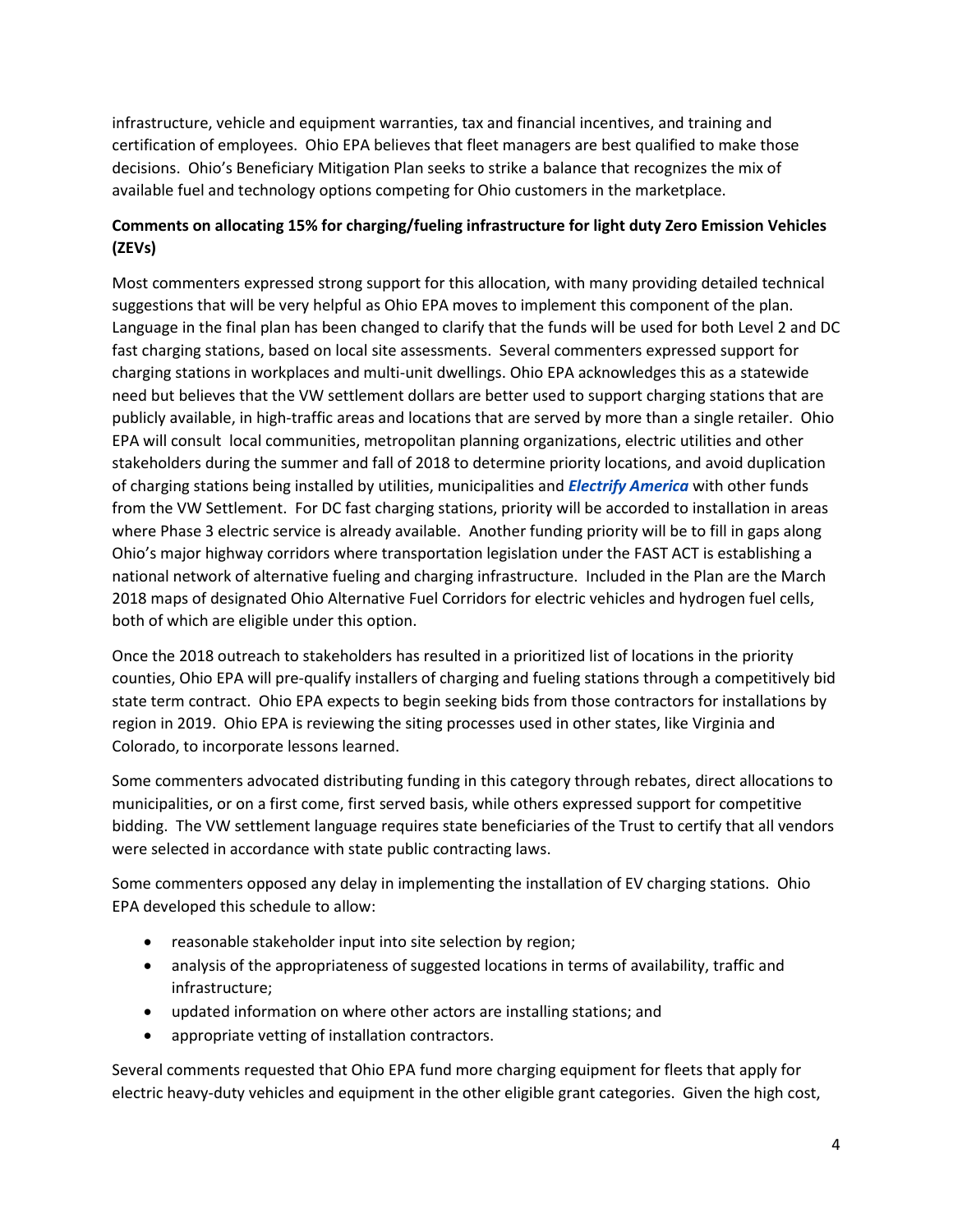infrastructure, vehicle and equipment warranties, tax and financial incentives, and training and certification of employees. Ohio EPA believes that fleet managers are best qualified to make those decisions. Ohio's Beneficiary Mitigation Plan seeks to strike a balance that recognizes the mix of available fuel and technology options competing for Ohio customers in the marketplace.

**Comments on allocating 15% for charging/fueling infrastructure for light duty Zero Emission Vehicles (ZEVs)**

Most commenters expressed strong support for this allocation, with many providing detailed technical suggestions that will be very helpful as Ohio EPA moves to implement this component of the plan. Language in the final plan has been changed to clarify that the funds will be used for both Level 2 and DC fast charging stations, based on local site assessments. Several commenters expressed support for charging stations in workplaces and multi-unit dwellings. Ohio EPA acknowledges this as a statewide need but believes that the VW settlement dollars are better used to support charging stations that are publicly available, in high-traffic areas and locations that are served by more than a single retailer. Ohio EPA will consult local communities, metropolitan planning organizations, electric utilities and other stakeholders during the summer and fall of 2018 to determine priority locations, and avoid duplication of charging stations being installed by utilities, municipalities and ***Electrify America*** with other funds from the VW Settlement. For DC fast charging stations, priority will be accorded to installation in areas where Phase 3 electric service is already available. Another funding priority will be to fill in gaps along Ohio's major highway corridors where transportation legislation under the FAST ACT is establishing a national network of alternative fueling and charging infrastructure. Included in the Plan are the March 2018 maps of designated Ohio Alternative Fuel Corridors for electric vehicles and hydrogen fuel cells, both of which are eligible under this option.

Once the 2018 outreach to stakeholders has resulted in a prioritized list of locations in the priority counties, Ohio EPA will pre-qualify installers of charging and fueling stations through a competitively bid state term contract. Ohio EPA expects to begin seeking bids from those contractors for installations by region in 2019. Ohio EPA is reviewing the siting processes used in other states, like Virginia and Colorado, to incorporate lessons learned.

Some commenters advocated distributing funding in this category through rebates, direct allocations to municipalities, or on a first come, first served basis, while others expressed support for competitive bidding. The VW settlement language requires state beneficiaries of the Trust to certify that all vendors were selected in accordance with state public contracting laws.

Some commenters opposed any delay in implementing the installation of EV charging stations. Ohio EPA developed this schedule to allow:

- reasonable stakeholder input into site selection by region;
- analysis of the appropriateness of suggested locations in terms of availability, traffic and infrastructure;
- updated information on where other actors are installing stations; and
- appropriate vetting of installation contractors.

Several comments requested that Ohio EPA fund more charging equipment for fleets that apply for electric heavy-duty vehicles and equipment in the other eligible grant categories. Given the high cost,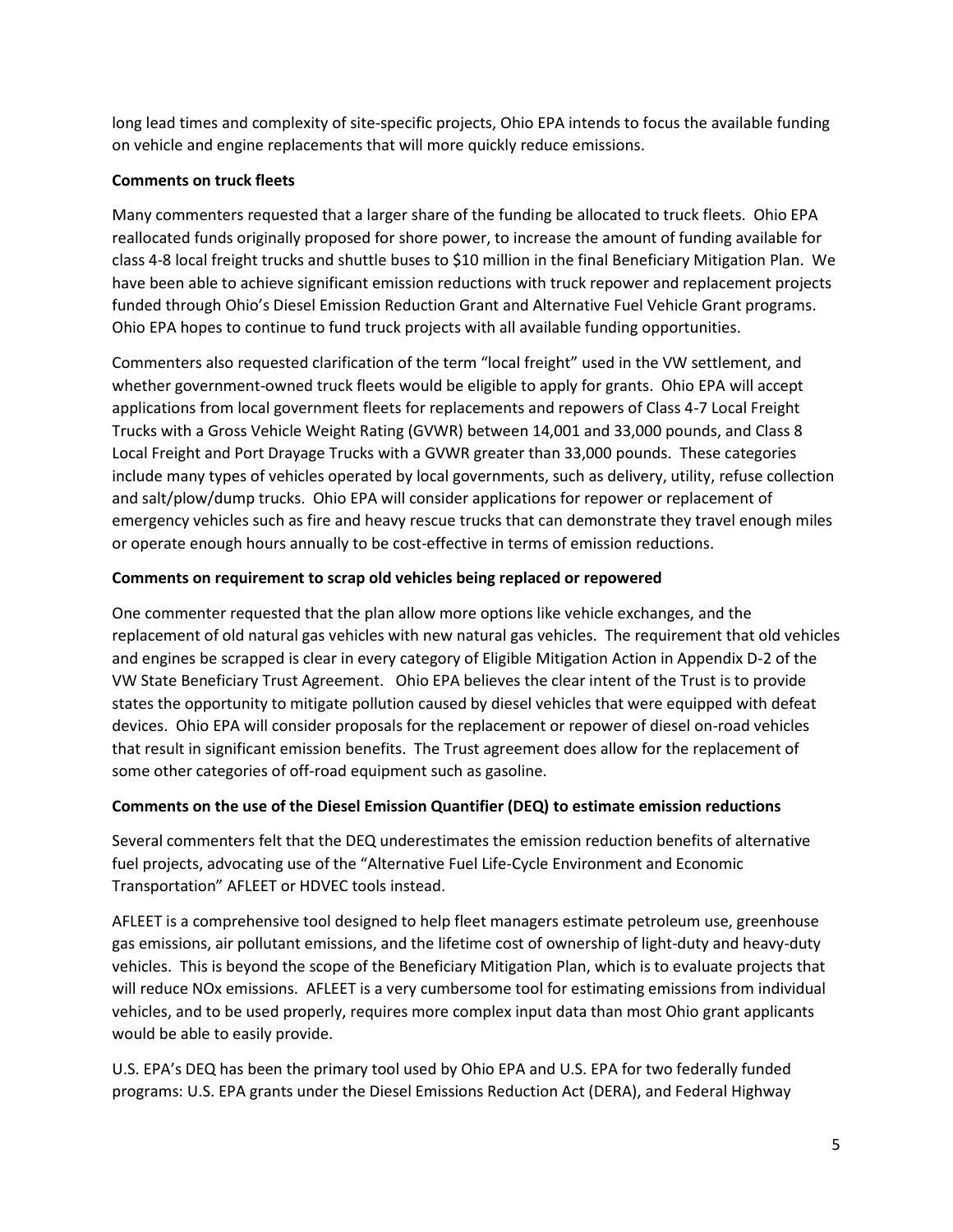long lead times and complexity of site-specific projects, Ohio EPA intends to focus the available funding on vehicle and engine replacements that will more quickly reduce emissions.

**Comments on truck fleets**

Many commenters requested that a larger share of the funding be allocated to truck fleets. Ohio EPA reallocated funds originally proposed for shore power, to increase the amount of funding available for class 4-8 local freight trucks and shuttle buses to $10 million in the final Beneficiary Mitigation Plan. We have been able to achieve significant emission reductions with truck repower and replacement projects funded through Ohio's Diesel Emission Reduction Grant and Alternative Fuel Vehicle Grant programs. Ohio EPA hopes to continue to fund truck projects with all available funding opportunities.

Commenters also requested clarification of the term "local freight" used in the VW settlement, and whether government-owned truck fleets would be eligible to apply for grants. Ohio EPA will accept applications from local government fleets for replacements and repowers of Class 4-7 Local Freight Trucks with a Gross Vehicle Weight Rating (GVWR) between 14,001 and 33,000 pounds, and Class 8 Local Freight and Port Drayage Trucks with a GVWR greater than 33,000 pounds. These categories include many types of vehicles operated by local governments, such as delivery, utility, refuse collection and salt/plow/dump trucks. Ohio EPA will consider applications for repower or replacement of emergency vehicles such as fire and heavy rescue trucks that can demonstrate they travel enough miles or operate enough hours annually to be cost-effective in terms of emission reductions.

**Comments on requirement to scrap old vehicles being replaced or repowered**

One commenter requested that the plan allow more options like vehicle exchanges, and the replacement of old natural gas vehicles with new natural gas vehicles. The requirement that old vehicles and engines be scrapped is clear in every category of Eligible Mitigation Action in Appendix D-2 of the VW State Beneficiary Trust Agreement. Ohio EPA believes the clear intent of the Trust is to provide states the opportunity to mitigate pollution caused by diesel vehicles that were equipped with defeat devices. Ohio EPA will consider proposals for the replacement or repower of diesel on-road vehicles that result in significant emission benefits. The Trust agreement does allow for the replacement of some other categories of off-road equipment such as gasoline.

**Comments on the use of the Diesel Emission Quantifier (DEQ) to estimate emission reductions**

Several commenters felt that the DEQ underestimates the emission reduction benefits of alternative fuel projects, advocating use of the "Alternative Fuel Life-Cycle Environment and Economic Transportation" AFLEET or HDVEC tools instead.

AFLEET is a comprehensive tool designed to help fleet managers estimate petroleum use, greenhouse gas emissions, air pollutant emissions, and the lifetime cost of ownership of light-duty and heavy-duty vehicles. This is beyond the scope of the Beneficiary Mitigation Plan, which is to evaluate projects that will reduce NOx emissions. AFLEET is a very cumbersome tool for estimating emissions from individual vehicles, and to be used properly, requires more complex input data than most Ohio grant applicants would be able to easily provide.

U.S. EPA's DEQ has been the primary tool used by Ohio EPA and U.S. EPA for two federally funded programs: U.S. EPA grants under the Diesel Emissions Reduction Act (DERA), and Federal Highway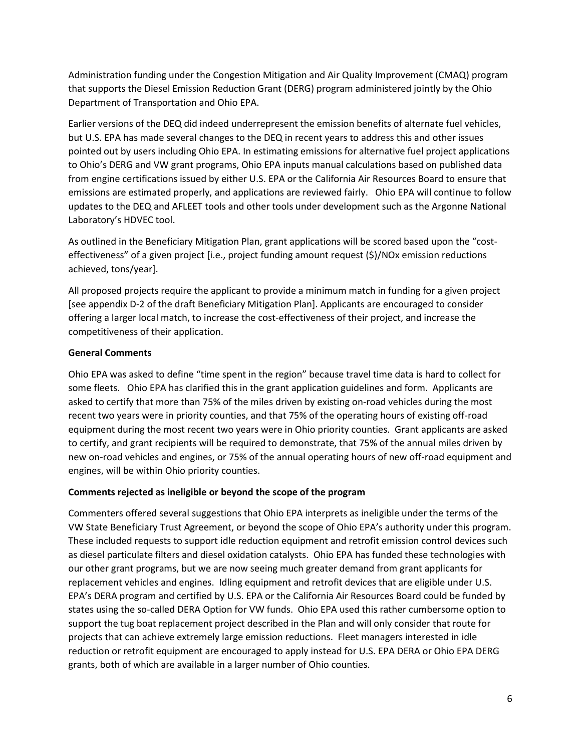Administration funding under the Congestion Mitigation and Air Quality Improvement (CMAQ) program that supports the Diesel Emission Reduction Grant (DERG) program administered jointly by the Ohio Department of Transportation and Ohio EPA.

Earlier versions of the DEQ did indeed underrepresent the emission benefits of alternate fuel vehicles, but U.S. EPA has made several changes to the DEQ in recent years to address this and other issues pointed out by users including Ohio EPA. In estimating emissions for alternative fuel project applications to Ohio's DERG and VW grant programs, Ohio EPA inputs manual calculations based on published data from engine certifications issued by either U.S. EPA or the California Air Resources Board to ensure that emissions are estimated properly, and applications are reviewed fairly. Ohio EPA will continue to follow updates to the DEQ and AFLEET tools and other tools under development such as the Argonne National Laboratory's HDVEC tool.

As outlined in the Beneficiary Mitigation Plan, grant applications will be scored based upon the "cost-effectiveness" of a given project [i.e., project funding amount request ($)/NOx emission reductions achieved, tons/year].

All proposed projects require the applicant to provide a minimum match in funding for a given project [see appendix D-2 of the draft Beneficiary Mitigation Plan]. Applicants are encouraged to consider offering a larger local match, to increase the cost-effectiveness of their project, and increase the competitiveness of their application.

**General Comments**

Ohio EPA was asked to define "time spent in the region" because travel time data is hard to collect for some fleets. Ohio EPA has clarified this in the grant application guidelines and form. Applicants are asked to certify that more than 75% of the miles driven by existing on-road vehicles during the most recent two years were in priority counties, and that 75% of the operating hours of existing off-road equipment during the most recent two years were in Ohio priority counties. Grant applicants are asked to certify, and grant recipients will be required to demonstrate, that 75% of the annual miles driven by new on-road vehicles and engines, or 75% of the annual operating hours of new off-road equipment and engines, will be within Ohio priority counties.

**Comments rejected as ineligible or beyond the scope of the program**

Commenters offered several suggestions that Ohio EPA interprets as ineligible under the terms of the VW State Beneficiary Trust Agreement, or beyond the scope of Ohio EPA's authority under this program. These included requests to support idle reduction equipment and retrofit emission control devices such as diesel particulate filters and diesel oxidation catalysts. Ohio EPA has funded these technologies with our other grant programs, but we are now seeing much greater demand from grant applicants for replacement vehicles and engines. Idling equipment and retrofit devices that are eligible under U.S. EPA's DERA program and certified by U.S. EPA or the California Air Resources Board could be funded by states using the so-called DERA Option for VW funds. Ohio EPA used this rather cumbersome option to support the tug boat replacement project described in the Plan and will only consider that route for projects that can achieve extremely large emission reductions. Fleet managers interested in idle reduction or retrofit equipment are encouraged to apply instead for U.S. EPA DERA or Ohio EPA DERG grants, both of which are available in a larger number of Ohio counties.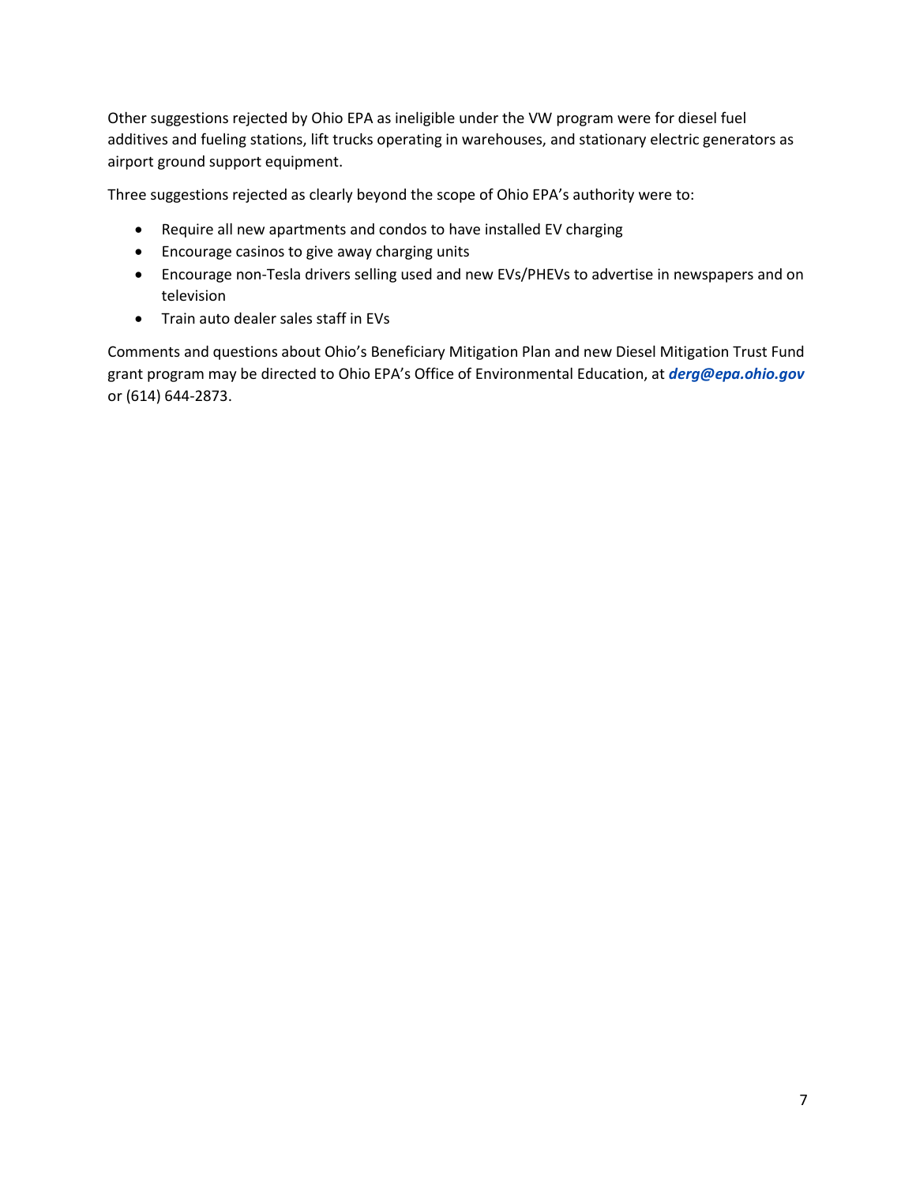Other suggestions rejected by Ohio EPA as ineligible under the VW program were for diesel fuel additives and fueling stations, lift trucks operating in warehouses, and stationary electric generators as airport ground support equipment.

Three suggestions rejected as clearly beyond the scope of Ohio EPA's authority were to:

- Require all new apartments and condos to have installed EV charging
- Encourage casinos to give away charging units
- Encourage non-Tesla drivers selling used and new EVs/PHEVs to advertise in newspapers and on television
- Train auto dealer sales staff in EVs

Comments and questions about Ohio's Beneficiary Mitigation Plan and new Diesel Mitigation Trust Fund grant program may be directed to Ohio EPA's Office of Environmental Education, at ***derg@epa.ohio.gov*** or (614) 644-2873.